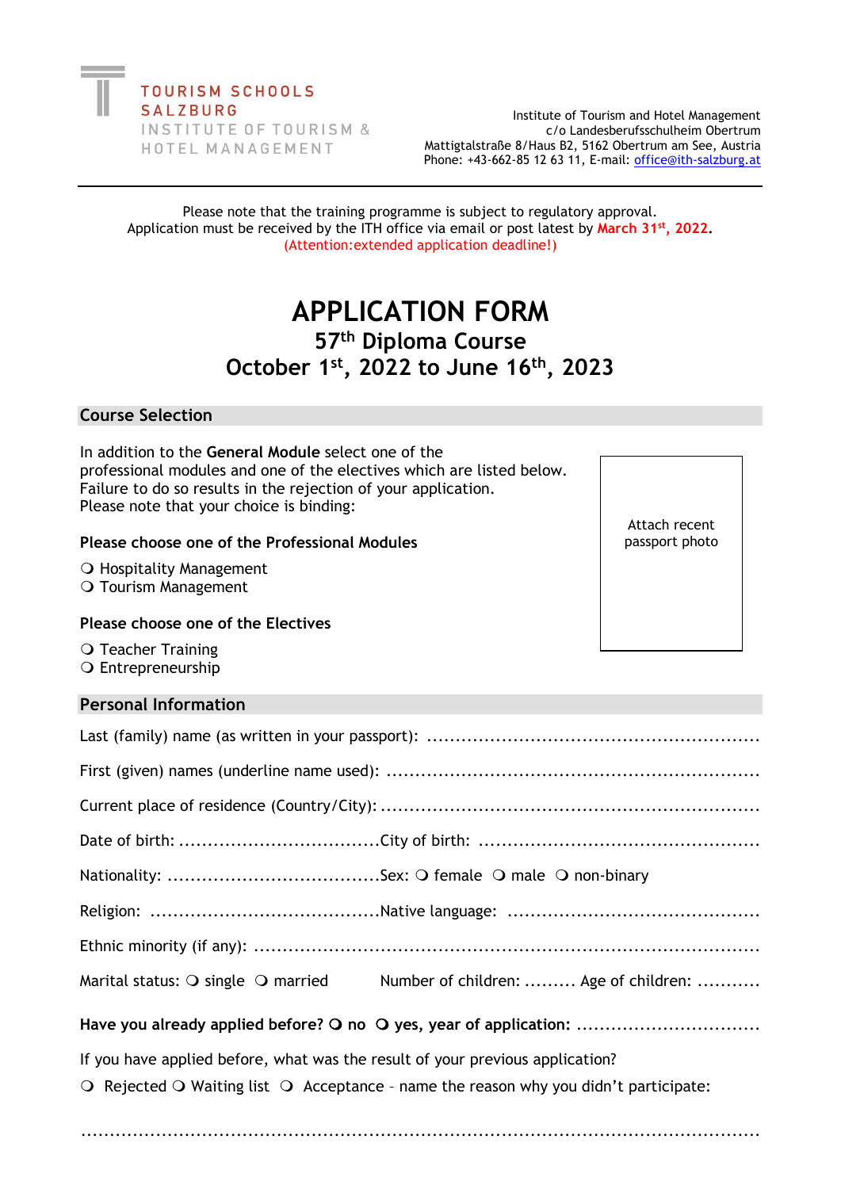TOURISM SCHOOLS
SALZBURG
INSTITUTE OF TOURISM &
HOTEL MANAGEMENT

Institute of Tourism and Hotel Management
c/o Landesberufsschulheim Obertrum
Mattigtalstraße 8/Haus B2, 5162 Obertrum am See, Austria
Phone: +43-662-85 12 63 11, E-mail: office@ith-salzburg.at

---

Please note that the training programme is subject to regulatory approval.
Application must be received by the ITH office via email or post latest by **March 31st, 2022**.
(Attention:extended application deadline!)

# APPLICATION FORM

## 57th Diploma Course

## October 1st, 2022 to June 16th, 2023

### Course Selection

In addition to the **General Module** select one of the professional modules and one of the electives which are listed below. Failure to do so results in the rejection of your application.
Please note that your choice is binding:

Attach recent passport photo

**Please choose one of the Professional Modules**

❍ Hospitality Management
❍ Tourism Management

**Please choose one of the Electives**

❍ Teacher Training
❍ Entrepreneurship

### Personal Information

Last (family) name (as written in your passport): ..........................................................

First (given) names (underline name used): ..........................................................

Current place of residence (Country/City): ..........................................................

Date of birth: ...................................City of birth: ................................................

Nationality: .....................................Sex: ❍ female ❍ male ❍ non-binary

Religion: .......................................Native language: ...........................................

Ethnic minority (if any): ..........................................................

Marital status: ❍ single ❍ married Number of children: ......... Age of children: ...........

**Have you already applied before? ❍ no ❍ yes, year of application:** ................................

If you have applied before, what was the result of your previous application?

❍ Rejected ❍ Waiting list ❍ Acceptance – name the reason why you didn't participate:

..........................................................................................................................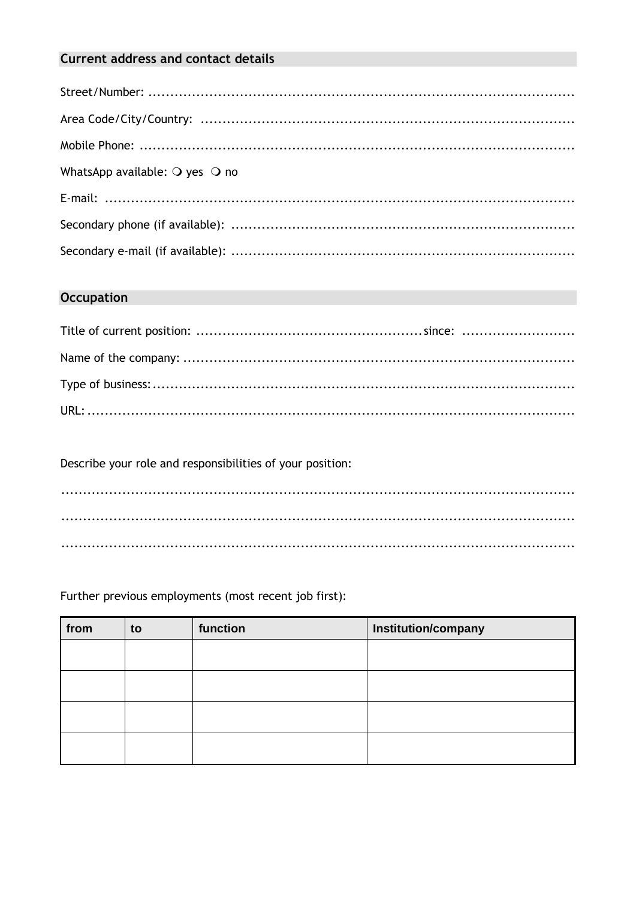## Current address and contact details

Street/Number: ..........................................................................................................

Area Code/City/Country: ..........................................................................................

Mobile Phone: ..............................................................................................................

WhatsApp available: ❍ yes ❍ no

E-mail: .........................................................................................................................

Secondary phone (if available): ..............................................................................

Secondary e-mail (if available): ..............................................................................

## Occupation

Title of current position: ..................................................... since: ..........................

Name of the company: ..............................................................................................

Type of business: .......................................................................................................

URL: ...............................................................................................................................

Describe your role and responsibilities of your position:

.......................................................................................................................................

.......................................................................................................................................

.......................................................................................................................................

Further previous employments (most recent job first):

| from | to | function | Institution/company |
|---|---|---|---|
| | | | |
| | | | |
| | | | |
| | | | |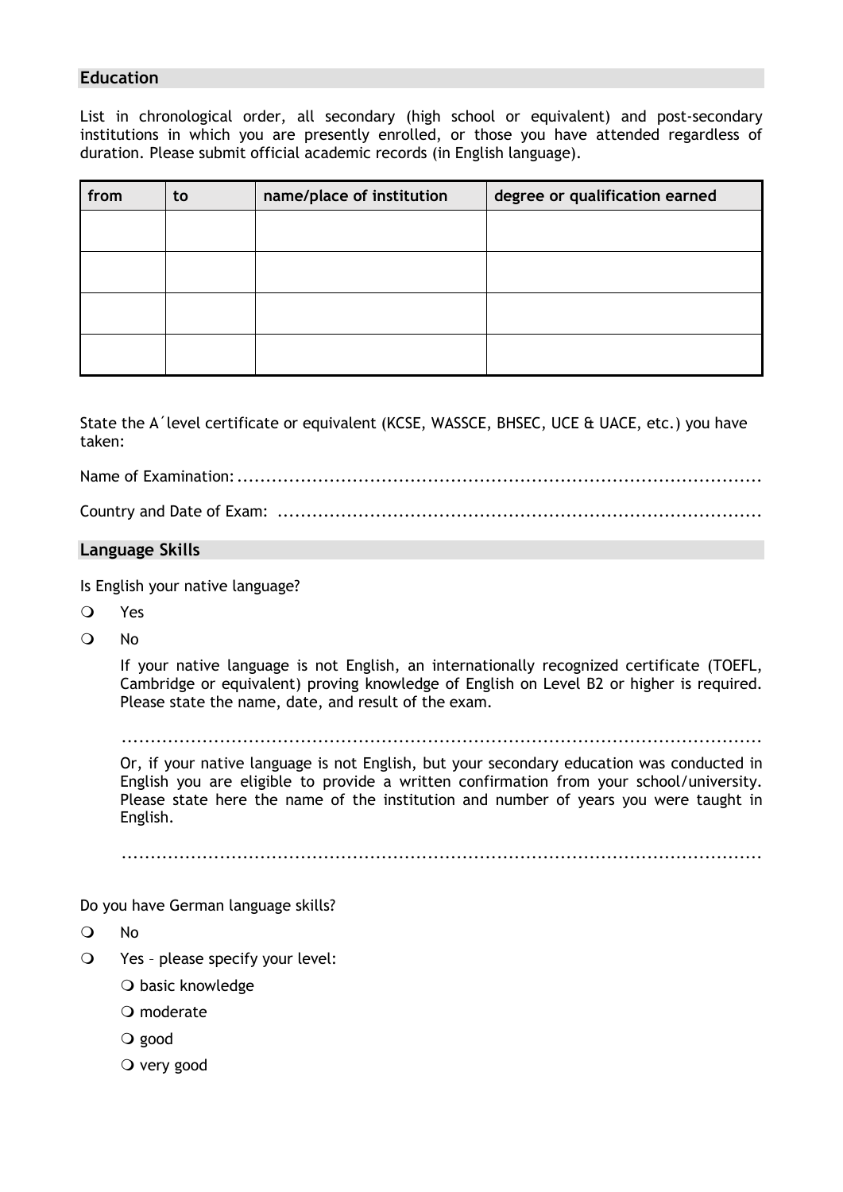## Education

List in chronological order, all secondary (high school or equivalent) and post-secondary institutions in which you are presently enrolled, or those you have attended regardless of duration. Please submit official academic records (in English language).

| from | to | name/place of institution | degree or qualification earned |
|---|---|---|---|
| | | | |
| | | | |
| | | | |
| | | | |

State the A´level certificate or equivalent (KCSE, WASSCE, BHSEC, UCE & UACE, etc.) you have taken:

Name of Examination: ........................................................................................

Country and Date of Exam: ..................................................................................

## Language Skills

Is English your native language?

- ❍ Yes
- ❍ No

  If your native language is not English, an internationally recognized certificate (TOEFL, Cambridge or equivalent) proving knowledge of English on Level B2 or higher is required. Please state the name, date, and result of the exam.

  ..................................................................................................................

  Or, if your native language is not English, but your secondary education was conducted in English you are eligible to provide a written confirmation from your school/university. Please state here the name of the institution and number of years you were taught in English.

  ..................................................................................................................

Do you have German language skills?

- ❍ No
- ❍ Yes – please specify your level:
  - ❍ basic knowledge
  - ❍ moderate
  - ❍ good
  - ❍ very good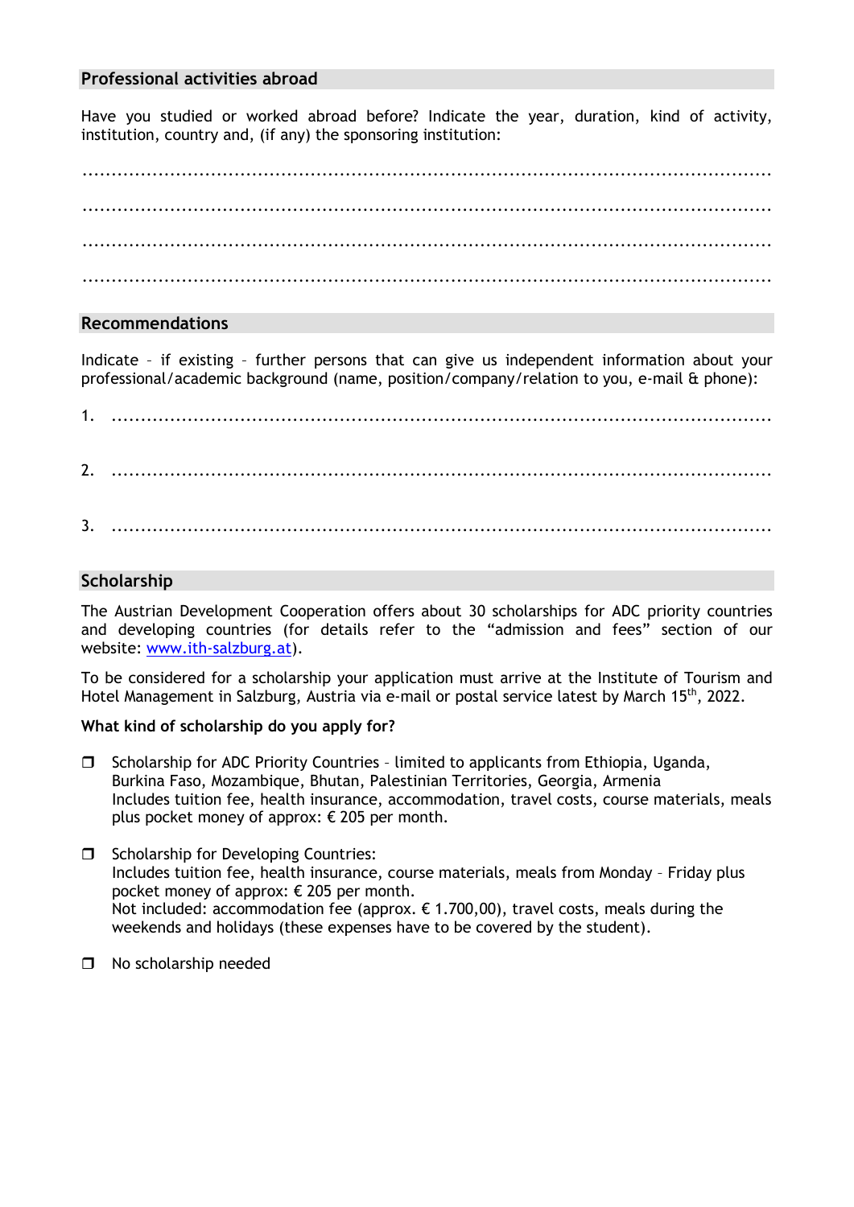## Professional activities abroad

Have you studied or worked abroad before? Indicate the year, duration, kind of activity, institution, country and, (if any) the sponsoring institution:

.......................................................................................................................

.......................................................................................................................

.......................................................................................................................

.......................................................................................................................

## Recommendations

Indicate – if existing – further persons that can give us independent information about your professional/academic background (name, position/company/relation to you, e-mail & phone):

1. .......................................................................................................................

2. .......................................................................................................................

3. .......................................................................................................................

## Scholarship

The Austrian Development Cooperation offers about 30 scholarships for ADC priority countries and developing countries (for details refer to the "admission and fees" section of our website: www.ith-salzburg.at).

To be considered for a scholarship your application must arrive at the Institute of Tourism and Hotel Management in Salzburg, Austria via e-mail or postal service latest by March 15th, 2022.

**What kind of scholarship do you apply for?**

- ❐ Scholarship for ADC Priority Countries – limited to applicants from Ethiopia, Uganda, Burkina Faso, Mozambique, Bhutan, Palestinian Territories, Georgia, Armenia
  Includes tuition fee, health insurance, accommodation, travel costs, course materials, meals plus pocket money of approx: € 205 per month.

- ❐ Scholarship for Developing Countries:
  Includes tuition fee, health insurance, course materials, meals from Monday – Friday plus pocket money of approx: € 205 per month.
  Not included: accommodation fee (approx. € 1.700,00), travel costs, meals during the weekends and holidays (these expenses have to be covered by the student).

- ❐ No scholarship needed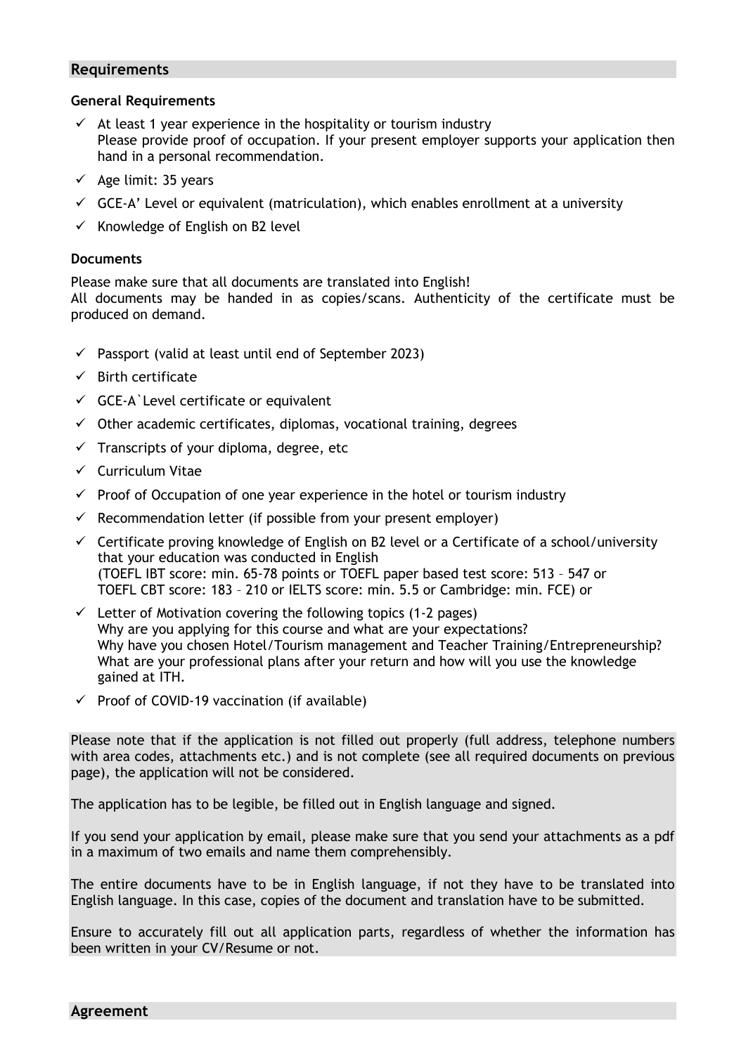## Requirements

### General Requirements

- ✓ At least 1 year experience in the hospitality or tourism industry
  Please provide proof of occupation. If your present employer supports your application then hand in a personal recommendation.
- ✓ Age limit: 35 years
- ✓ GCE-A' Level or equivalent (matriculation), which enables enrollment at a university
- ✓ Knowledge of English on B2 level

### Documents

Please make sure that all documents are translated into English!
All documents may be handed in as copies/scans. Authenticity of the certificate must be produced on demand.

- ✓ Passport (valid at least until end of September 2023)
- ✓ Birth certificate
- ✓ GCE-A`Level certificate or equivalent
- ✓ Other academic certificates, diplomas, vocational training, degrees
- ✓ Transcripts of your diploma, degree, etc
- ✓ Curriculum Vitae
- ✓ Proof of Occupation of one year experience in the hotel or tourism industry
- ✓ Recommendation letter (if possible from your present employer)
- ✓ Certificate proving knowledge of English on B2 level or a Certificate of a school/university that your education was conducted in English
  (TOEFL IBT score: min. 65-78 points or TOEFL paper based test score: 513 – 547 or TOEFL CBT score: 183 – 210 or IELTS score: min. 5.5 or Cambridge: min. FCE) or
- ✓ Letter of Motivation covering the following topics (1-2 pages)
  Why are you applying for this course and what are your expectations?
  Why have you chosen Hotel/Tourism management and Teacher Training/Entrepreneurship?
  What are your professional plans after your return and how will you use the knowledge gained at ITH.
- ✓ Proof of COVID-19 vaccination (if available)

Please note that if the application is not filled out properly (full address, telephone numbers with area codes, attachments etc.) and is not complete (see all required documents on previous page), the application will not be considered.

The application has to be legible, be filled out in English language and signed.

If you send your application by email, please make sure that you send your attachments as a pdf in a maximum of two emails and name them comprehensibly.

The entire documents have to be in English language, if not they have to be translated into English language. In this case, copies of the document and translation have to be submitted.

Ensure to accurately fill out all application parts, regardless of whether the information has been written in your CV/Resume or not.

## Agreement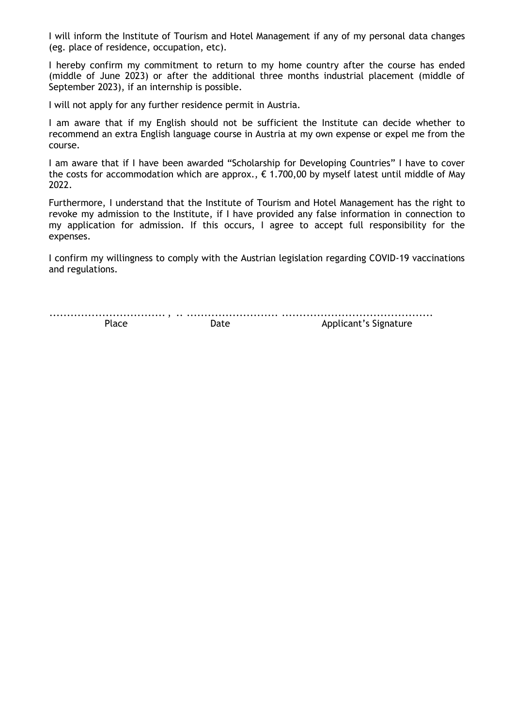I will inform the Institute of Tourism and Hotel Management if any of my personal data changes (eg. place of residence, occupation, etc).

I hereby confirm my commitment to return to my home country after the course has ended (middle of June 2023) or after the additional three months industrial placement (middle of September 2023), if an internship is possible.

I will not apply for any further residence permit in Austria.

I am aware that if my English should not be sufficient the Institute can decide whether to recommend an extra English language course in Austria at my own expense or expel me from the course.

I am aware that if I have been awarded "Scholarship for Developing Countries" I have to cover the costs for accommodation which are approx., € 1.700,00 by myself latest until middle of May 2022.

Furthermore, I understand that the Institute of Tourism and Hotel Management has the right to revoke my admission to the Institute, if I have provided any false information in connection to my application for admission. If this occurs, I agree to accept full responsibility for the expenses.

I confirm my willingness to comply with the Austrian legislation regarding COVID-19 vaccinations and regulations.

................................, .. ......................... ..........................................

Place Date Applicant's Signature